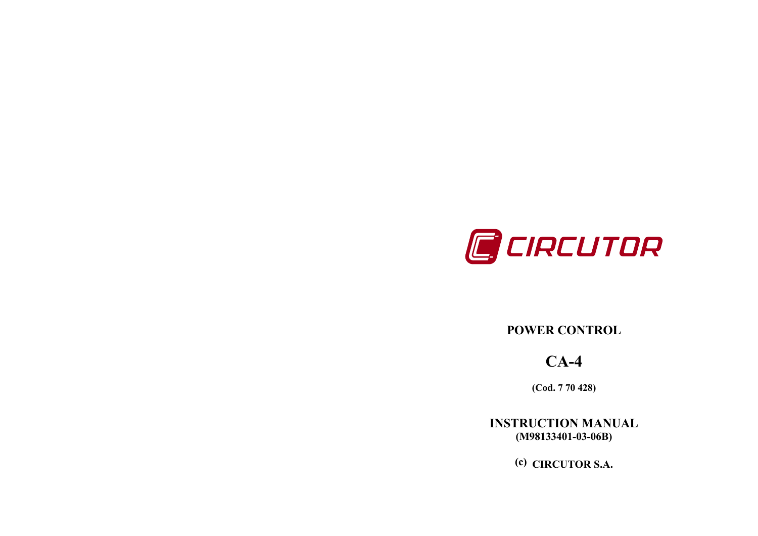CIRCUTOR

# POWER CONTROL

# CA-4

**(Cod. 7 70 428)**

**INSTRUCTION MANUAL**
**(M98133401-03-06B)**

**(c) CIRCUTOR S.A.**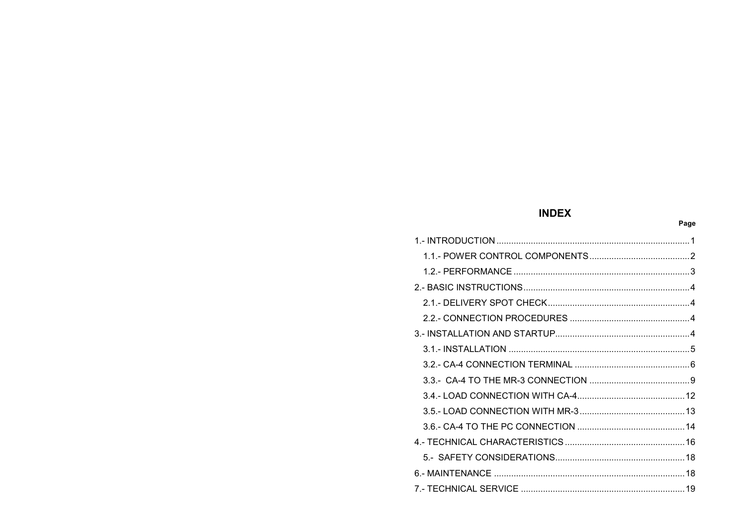# INDEX

| | Page |
|---|---|
| 1.- INTRODUCTION | 1 |
| 1.1.- POWER CONTROL COMPONENTS | 2 |
| 1.2.- PERFORMANCE | 3 |
| 2.- BASIC INSTRUCTIONS | 4 |
| 2.1.- DELIVERY SPOT CHECK | 4 |
| 2.2.- CONNECTION PROCEDURES | 4 |
| 3.- INSTALLATION AND STARTUP | 4 |
| 3.1.- INSTALLATION | 5 |
| 3.2.- CA-4 CONNECTION TERMINAL | 6 |
| 3.3.- CA-4 TO THE MR-3 CONNECTION | 9 |
| 3.4.- LOAD CONNECTION WITH CA-4 | 12 |
| 3.5.- LOAD CONNECTION WITH MR-3 | 13 |
| 3.6.- CA-4 TO THE PC CONNECTION | 14 |
| 4.- TECHNICAL CHARACTERISTICS | 16 |
| 5.- SAFETY CONSIDERATIONS | 18 |
| 6.- MAINTENANCE | 18 |
| 7.- TECHNICAL SERVICE | 19 |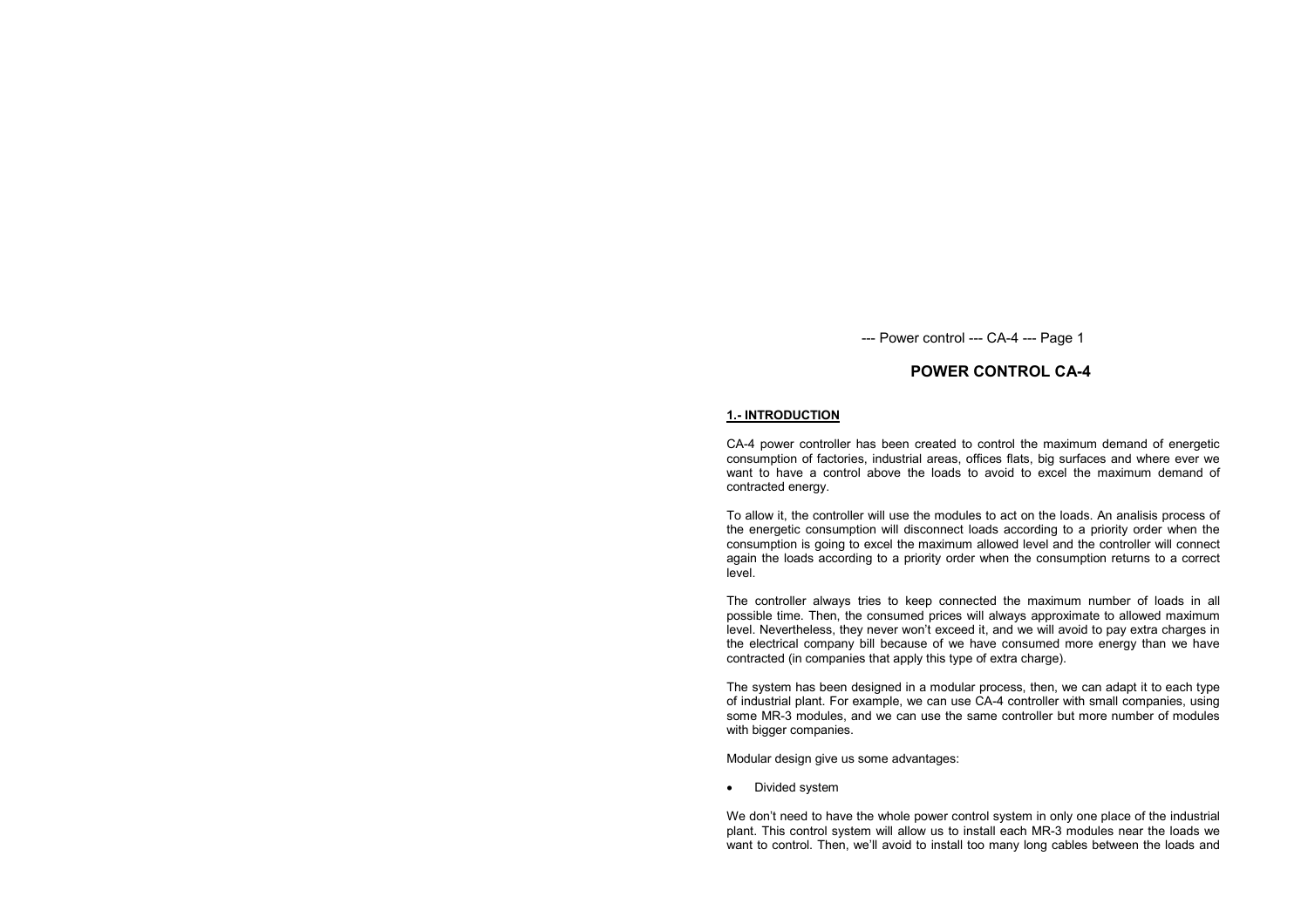# POWER CONTROL CA-4

## 1.- INTRODUCTION

CA-4 power controller has been created to control the maximum demand of energetic consumption of factories, industrial areas, offices flats, big surfaces and where ever we want to have a control above the loads to avoid to excel the maximum demand of contracted energy.

To allow it, the controller will use the modules to act on the loads. An analisis process of the energetic consumption will disconnect loads according to a priority order when the consumption is going to excel the maximum allowed level and the controller will connect again the loads according to a priority order when the consumption returns to a correct level.

The controller always tries to keep connected the maximum number of loads in all possible time. Then, the consumed prices will always approximate to allowed maximum level. Nevertheless, they never won't exceed it, and we will avoid to pay extra charges in the electrical company bill because of we have consumed more energy than we have contracted (in companies that apply this type of extra charge).

The system has been designed in a modular process, then, we can adapt it to each type of industrial plant. For example, we can use CA-4 controller with small companies, using some MR-3 modules, and we can use the same controller but more number of modules with bigger companies.

Modular design give us some advantages:

- Divided system

We don't need to have the whole power control system in only one place of the industrial plant. This control system will allow us to install each MR-3 modules near the loads we want to control. Then, we'll avoid to install too many long cables between the loads and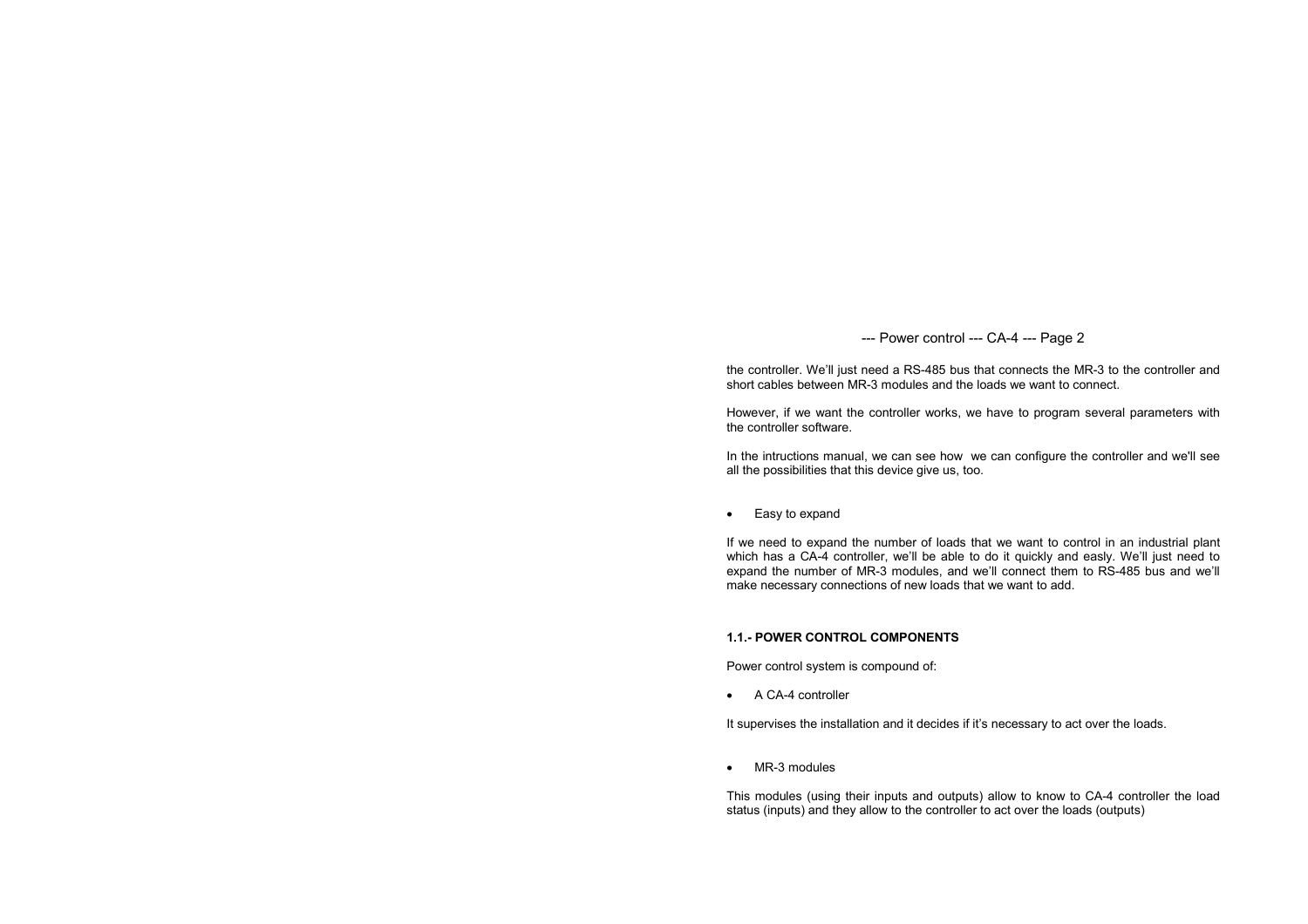the controller. We'll just need a RS-485 bus that connects the MR-3 to the controller and short cables between MR-3 modules and the loads we want to connect.

However, if we want the controller works, we have to program several parameters with the controller software.

In the intructions manual, we can see how we can configure the controller and we'll see all the possibilities that this device give us, too.

- Easy to expand

If we need to expand the number of loads that we want to control in an industrial plant which has a CA-4 controller, we'll be able to do it quickly and easly. We'll just need to expand the number of MR-3 modules, and we'll connect them to RS-485 bus and we'll make necessary connections of new loads that we want to add.

**1.1.- POWER CONTROL COMPONENTS**

Power control system is compound of:

- A CA-4 controller

It supervises the installation and it decides if it's necessary to act over the loads.

- MR-3 modules

This modules (using their inputs and outputs) allow to know to CA-4 controller the load status (inputs) and they allow to the controller to act over the loads (outputs)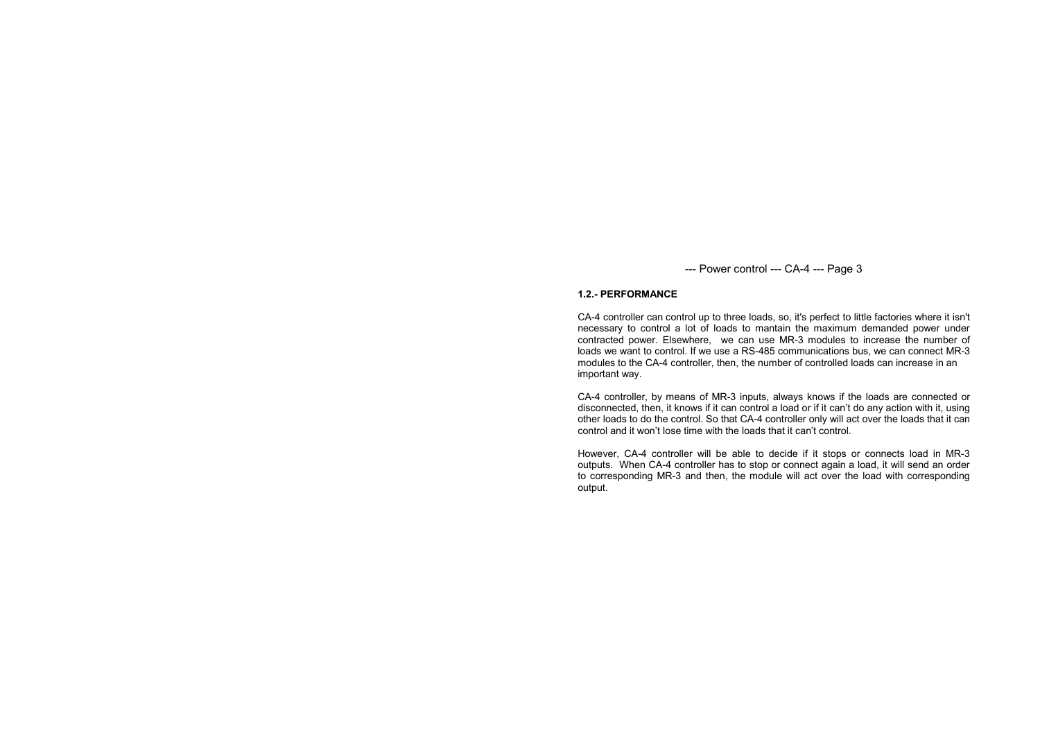### 1.2.- PERFORMANCE

CA-4 controller can control up to three loads, so, it's perfect to little factories where it isn't necessary to control a lot of loads to mantain the maximum demanded power under contracted power. Elsewhere, we can use MR-3 modules to increase the number of loads we want to control. If we use a RS-485 communications bus, we can connect MR-3 modules to the CA-4 controller, then, the number of controlled loads can increase in an important way.

CA-4 controller, by means of MR-3 inputs, always knows if the loads are connected or disconnected, then, it knows if it can control a load or if it can't do any action with it, using other loads to do the control. So that CA-4 controller only will act over the loads that it can control and it won't lose time with the loads that it can't control.

However, CA-4 controller will be able to decide if it stops or connects load in MR-3 outputs. When CA-4 controller has to stop or connect again a load, it will send an order to corresponding MR-3 and then, the module will act over the load with corresponding output.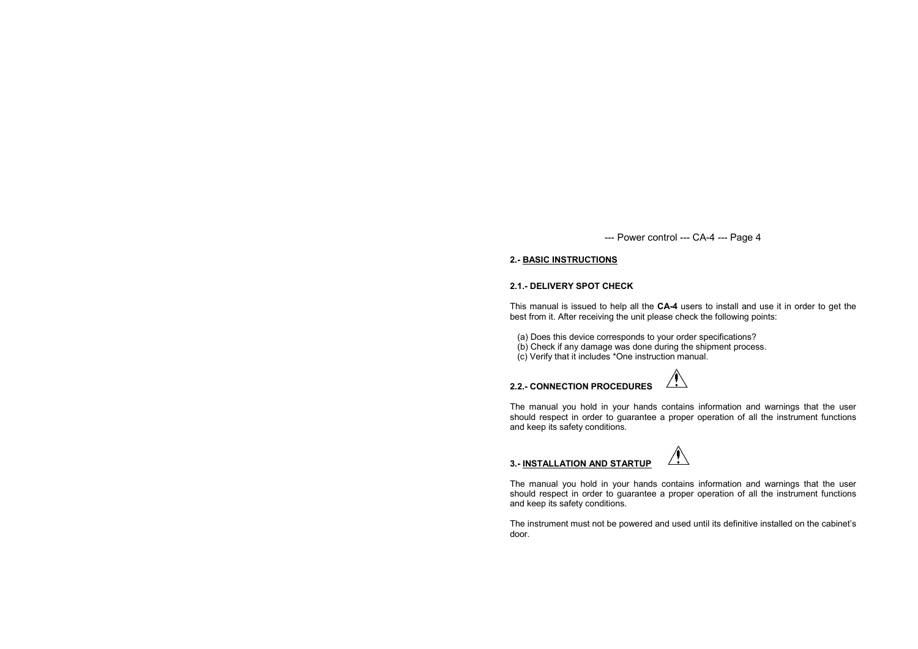## 2.- BASIC INSTRUCTIONS

### 2.1.- DELIVERY SPOT CHECK

This manual is issued to help all the **CA-4** users to install and use it in order to get the best from it. After receiving the unit please check the following points:

(a) Does this device corresponds to your order specifications?
(b) Check if any damage was done during the shipment process.
(c) Verify that it includes *One instruction manual.

### 2.2.- CONNECTION PROCEDURES ⚠

The manual you hold in your hands contains information and warnings that the user should respect in order to guarantee a proper operation of all the instrument functions and keep its safety conditions.

## 3.- INSTALLATION AND STARTUP ⚠

The manual you hold in your hands contains information and warnings that the user should respect in order to guarantee a proper operation of all the instrument functions and keep its safety conditions.

The instrument must not be powered and used until its definitive installed on the cabinet's door.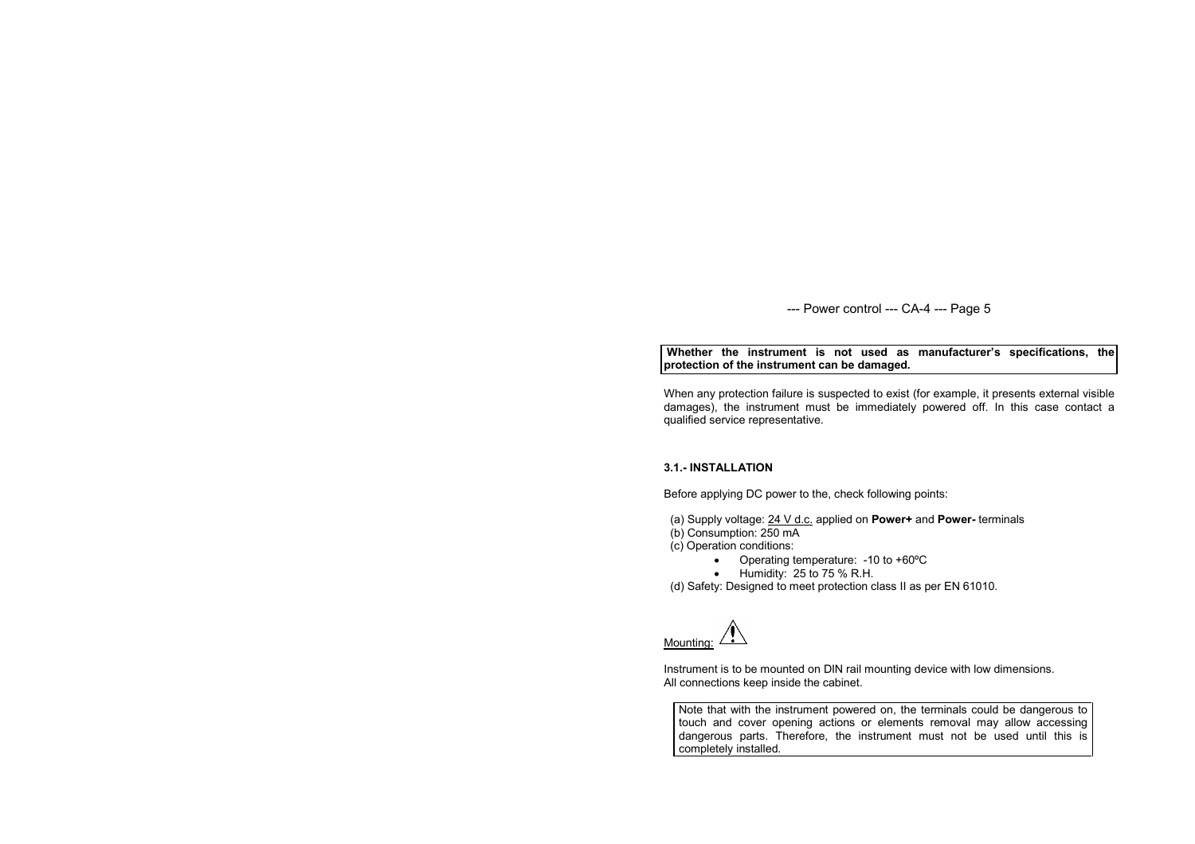**Whether the instrument is not used as manufacturer's specifications, the protection of the instrument can be damaged.**

When any protection failure is suspected to exist (for example, it presents external visible damages), the instrument must be immediately powered off. In this case contact a qualified service representative.

### 3.1.- INSTALLATION

Before applying DC power to the, check following points:

(a) Supply voltage: 24 V d.c. applied on **Power+** and **Power-** terminals
(b) Consumption: 250 mA
(c) Operation conditions:
- Operating temperature: -10 to +60ºC
- Humidity: 25 to 75 % R.H.

(d) Safety: Designed to meet protection class II as per EN 61010.

Mounting: ⚠

Instrument is to be mounted on DIN rail mounting device with low dimensions.
All connections keep inside the cabinet.

Note that with the instrument powered on, the terminals could be dangerous to touch and cover opening actions or elements removal may allow accessing dangerous parts. Therefore, the instrument must not be used until this is completely installed.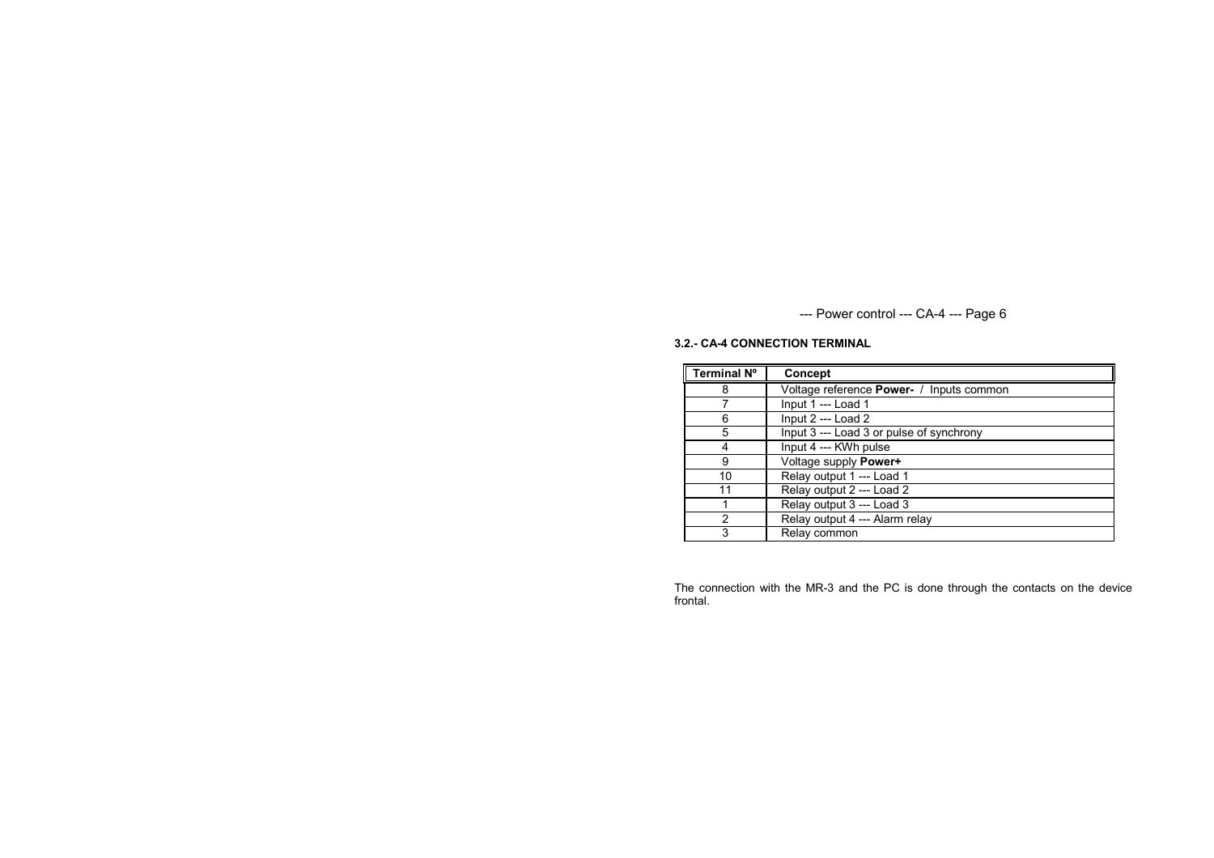### 3.2.- CA-4 CONNECTION TERMINAL

| Terminal Nº | Concept |
| --- | --- |
| 8 | Voltage reference **Power-** / Inputs common |
| 7 | Input 1 --- Load 1 |
| 6 | Input 2 --- Load 2 |
| 5 | Input 3 --- Load 3 or pulse of synchrony |
| 4 | Input 4 --- KWh pulse |
| 9 | Voltage supply **Power+** |
| 10 | Relay output 1 --- Load 1 |
| 11 | Relay output 2 --- Load 2 |
| 1 | Relay output 3 --- Load 3 |
| 2 | Relay output 4 --- Alarm relay |
| 3 | Relay common |

The connection with the MR-3 and the PC is done through the contacts on the device frontal.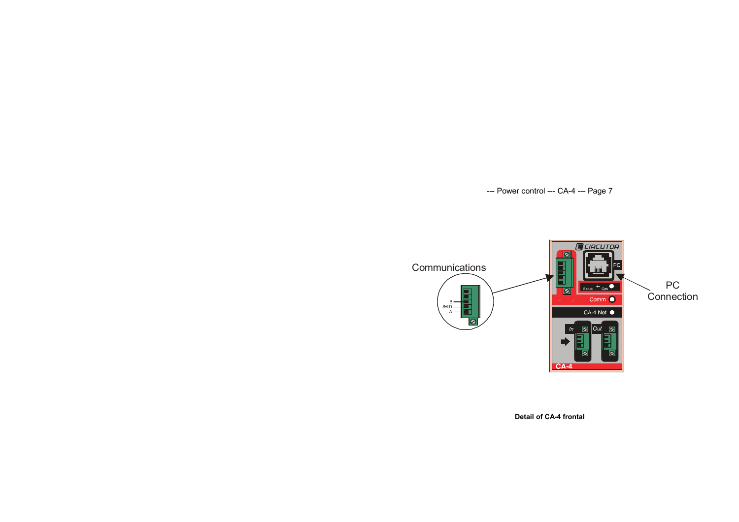Communications

B
SHLD
A

PC Connection

**Detail of CA-4 frontal**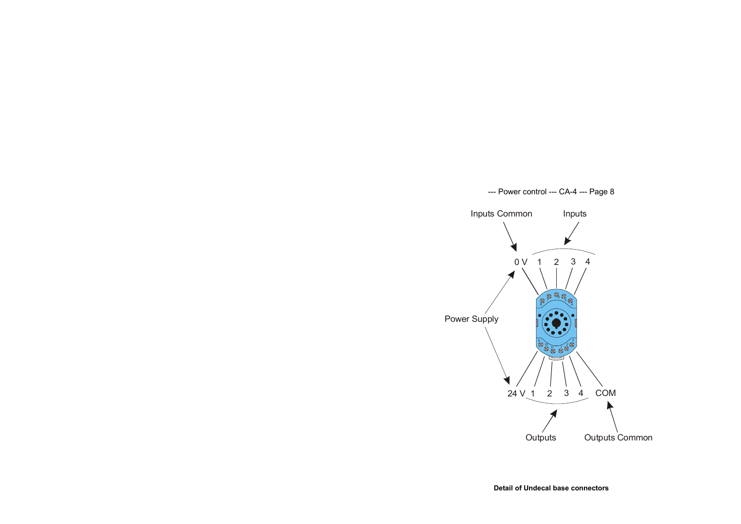--- Power control --- CA-4 --- Page 8

Inputs Common

Inputs

0 V 1 2 3 4

Power Supply

24 V 1 2 3 4 COM

Outputs

Outputs Common

**Detail of Undecal base connectors**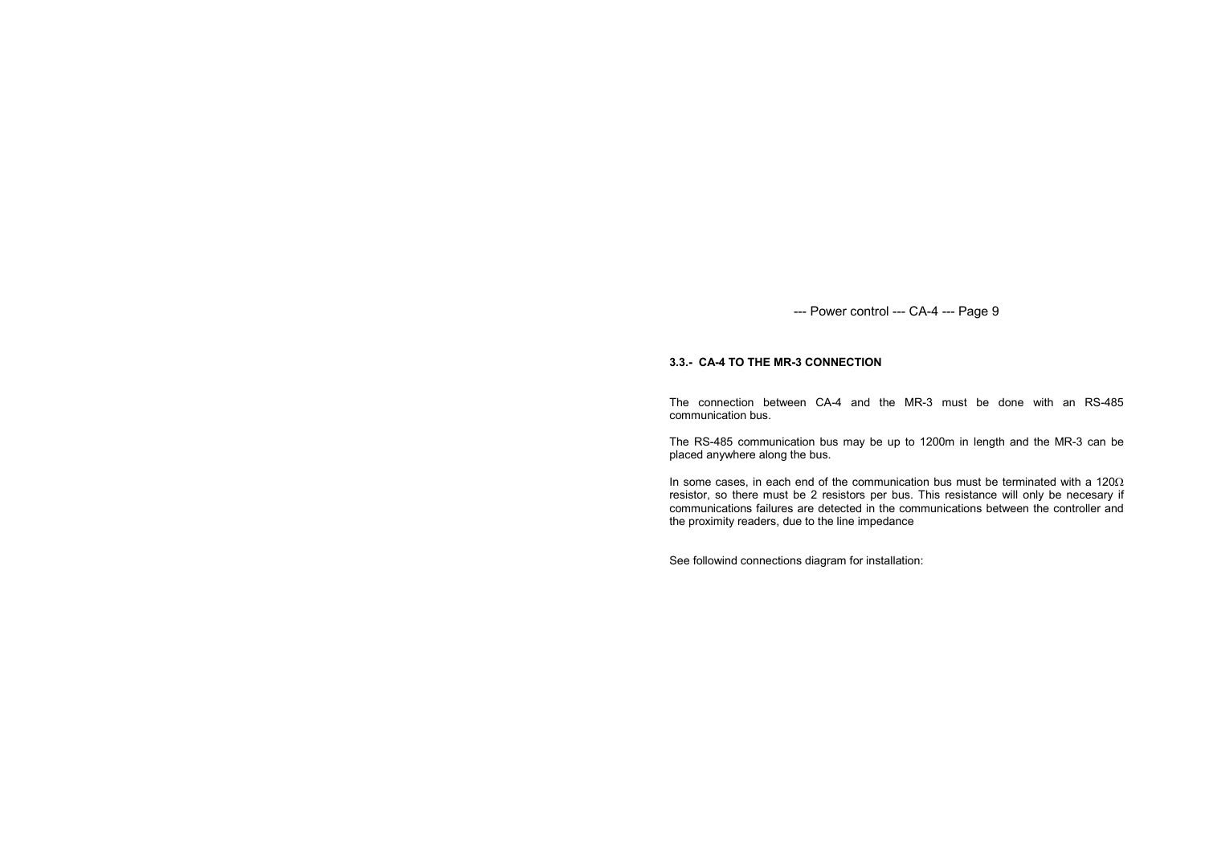### 3.3.- CA-4 TO THE MR-3 CONNECTION

The connection between CA-4 and the MR-3 must be done with an RS-485 communication bus.

The RS-485 communication bus may be up to 1200m in length and the MR-3 can be placed anywhere along the bus.

In some cases, in each end of the communication bus must be terminated with a 120Ω resistor, so there must be 2 resistors per bus. This resistance will only be necesary if communications failures are detected in the communications between the controller and the proximity readers, due to the line impedance

See followind connections diagram for installation: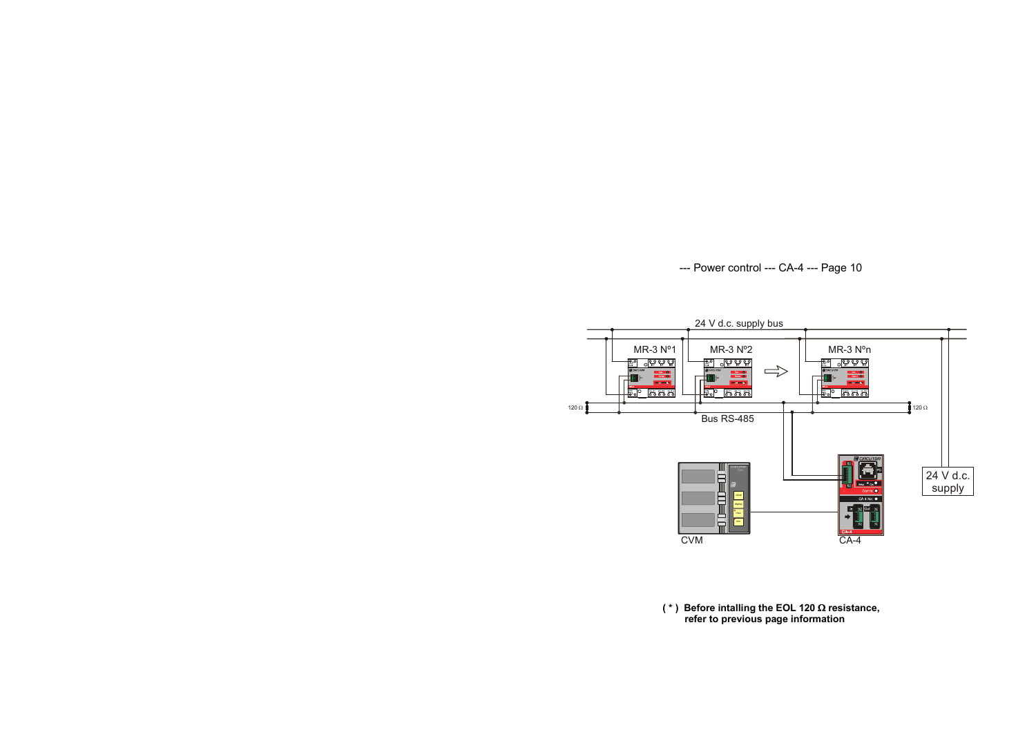--- Power control --- CA-4 --- Page 10

24 V d.c. supply bus

MR-3 Nº1 MR-3 Nº2 MR-3 Nºn

120 Ω Bus RS-485 120 Ω

24 V d.c. supply

CVM CA-4

**( * ) Before intalling the EOL 120 Ω resistance, refer to previous page information**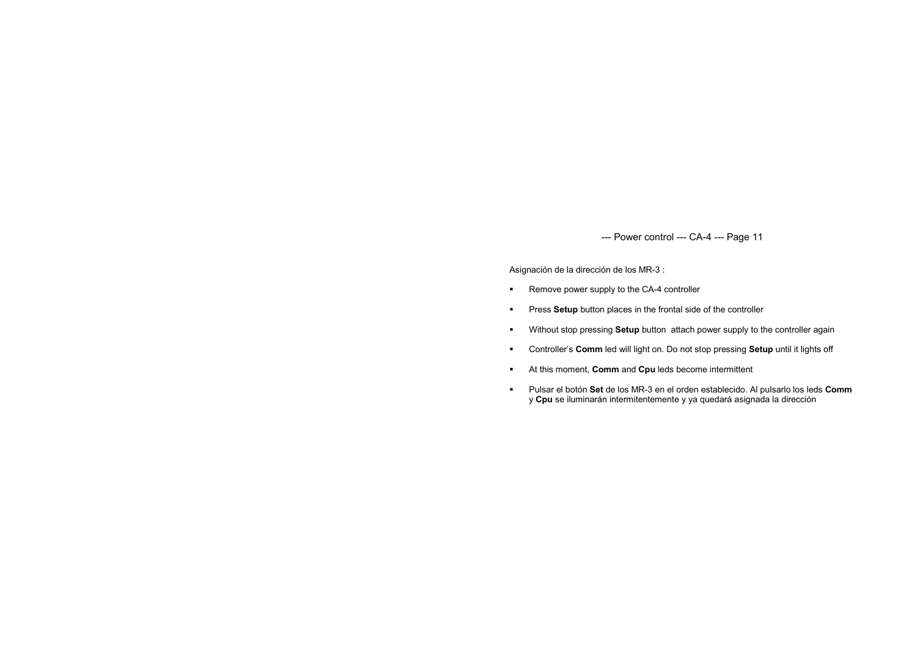Asignación de la dirección de los MR-3 :

- Remove power supply to the CA-4 controller
- Press **Setup** button places in the frontal side of the controller
- Without stop pressing **Setup** button  attach power supply to the controller again
- Controller's **Comm** led will light on. Do not stop pressing **Setup** until it lights off
- At this moment, **Comm** and **Cpu** leds become intermittent
- Pulsar el botón **Set** de los MR-3 en el orden establecido. Al pulsarlo los leds **Comm** y **Cpu** se iluminarán intermitentemente y ya quedará asignada la dirección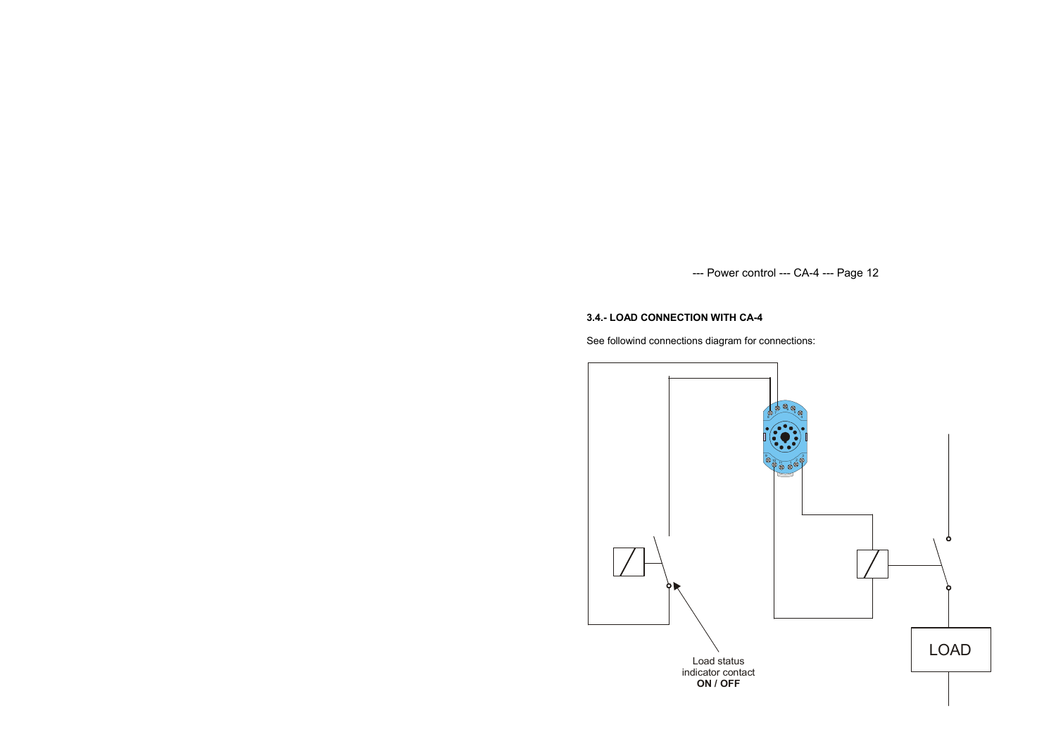### 3.4.- LOAD CONNECTION WITH CA-4

See followind connections diagram for connections:

Load status indicator contact **ON / OFF**

LOAD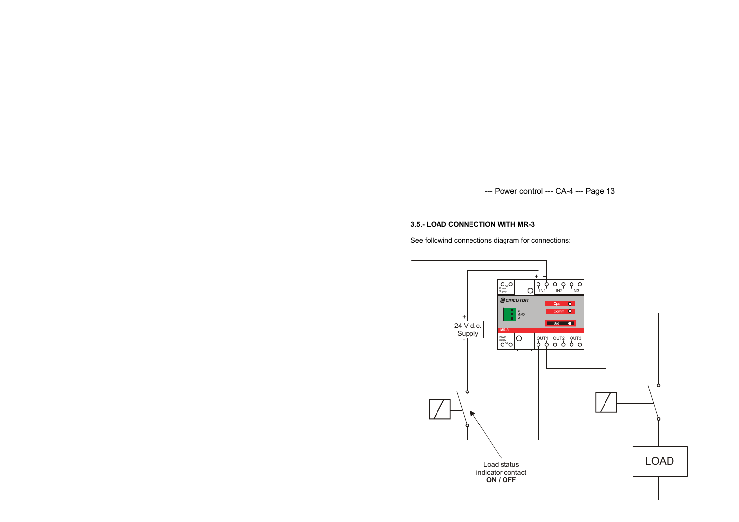### 3.5.- LOAD CONNECTION WITH MR-3

See followind connections diagram for connections:

24 V d.c. Supply

LOAD

Load status indicator contact **ON / OFF**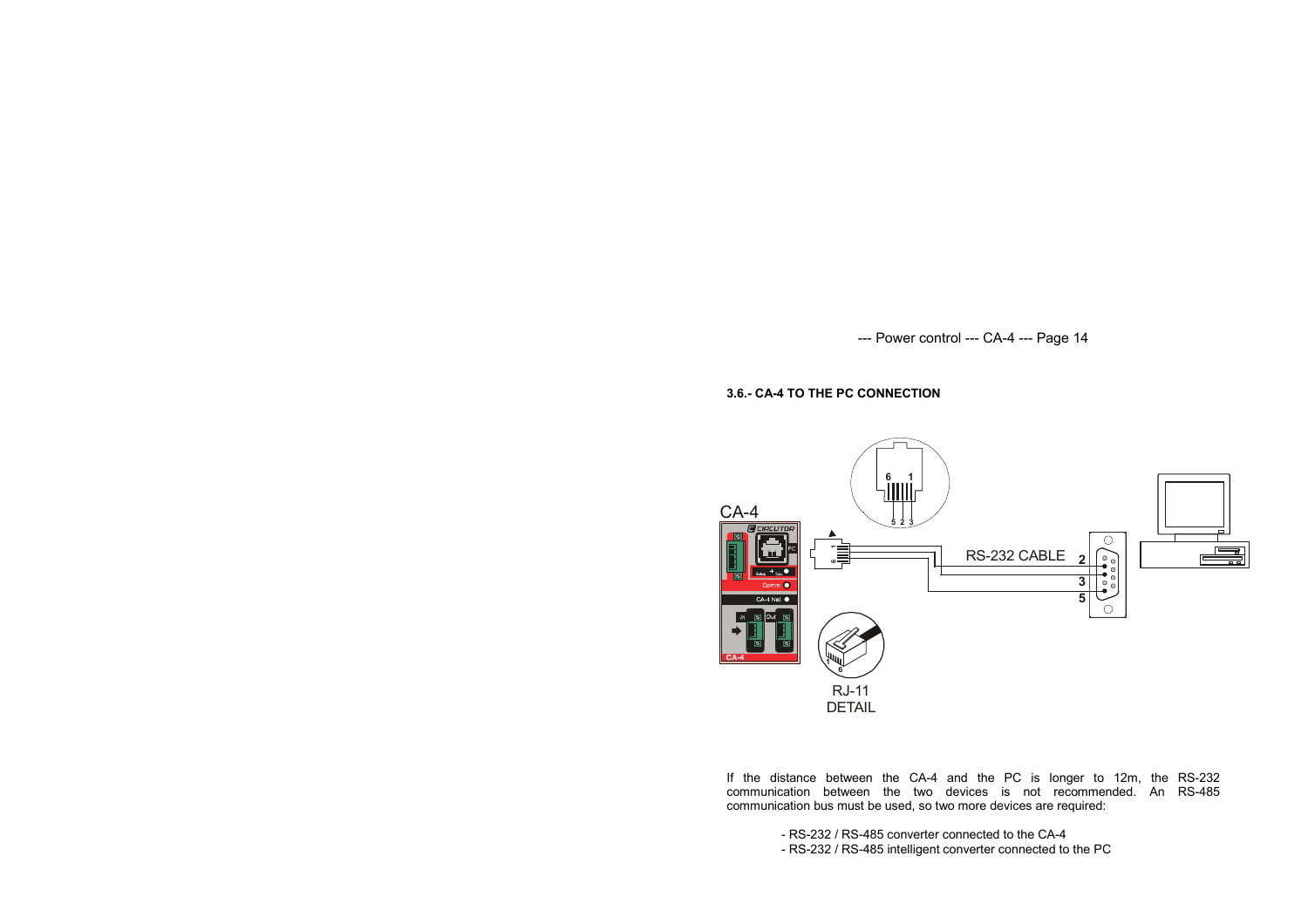### 3.6.- CA-4 TO THE PC CONNECTION

If the distance between the CA-4 and the PC is longer to 12m, the RS-232 communication between the two devices is not recommended. An RS-485 communication bus must be used, so two more devices are required:

- RS-232 / RS-485 converter connected to the CA-4
- RS-232 / RS-485 intelligent converter connected to the PC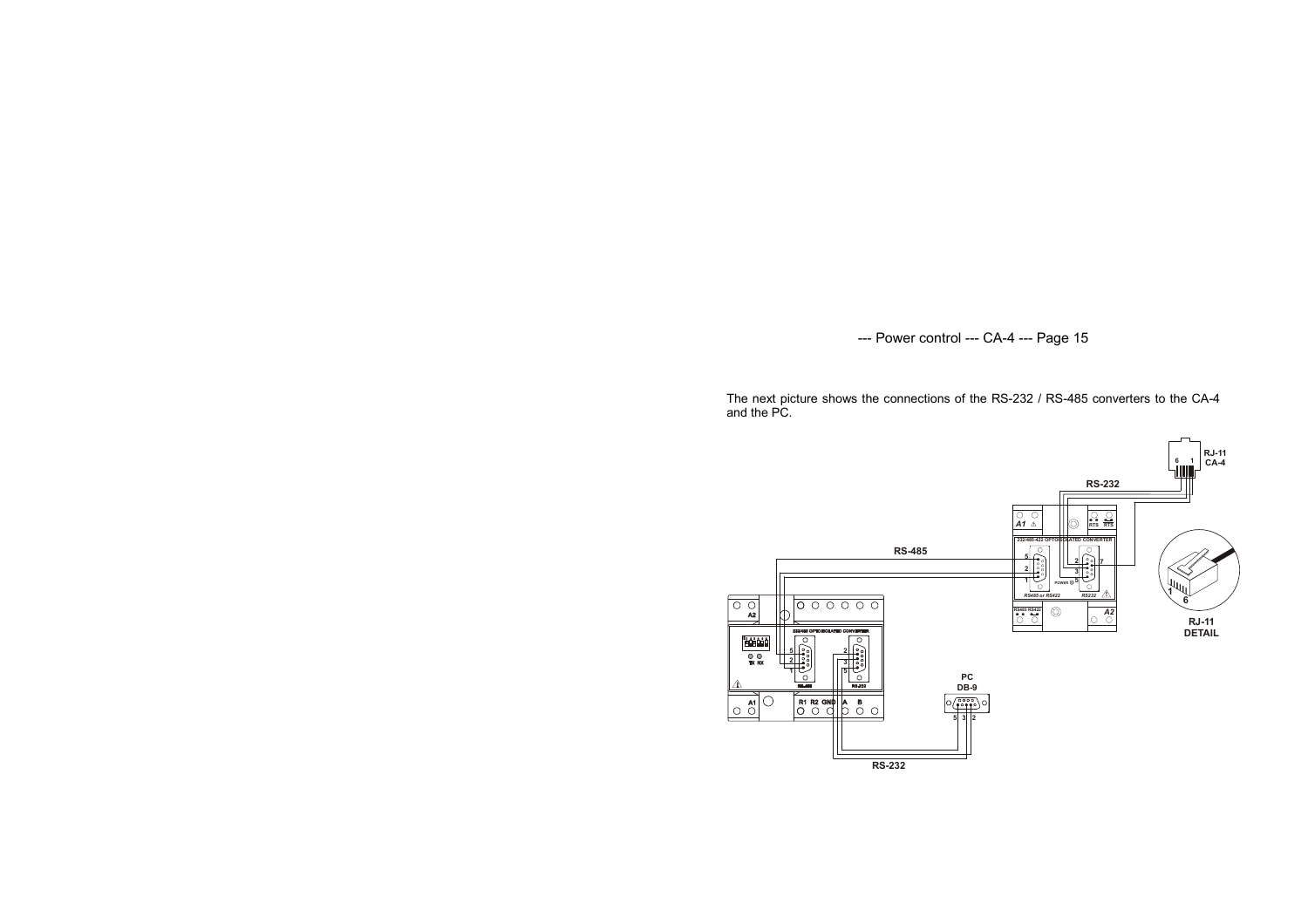The next picture shows the connections of the RS-232 / RS-485 converters to the CA-4 and the PC.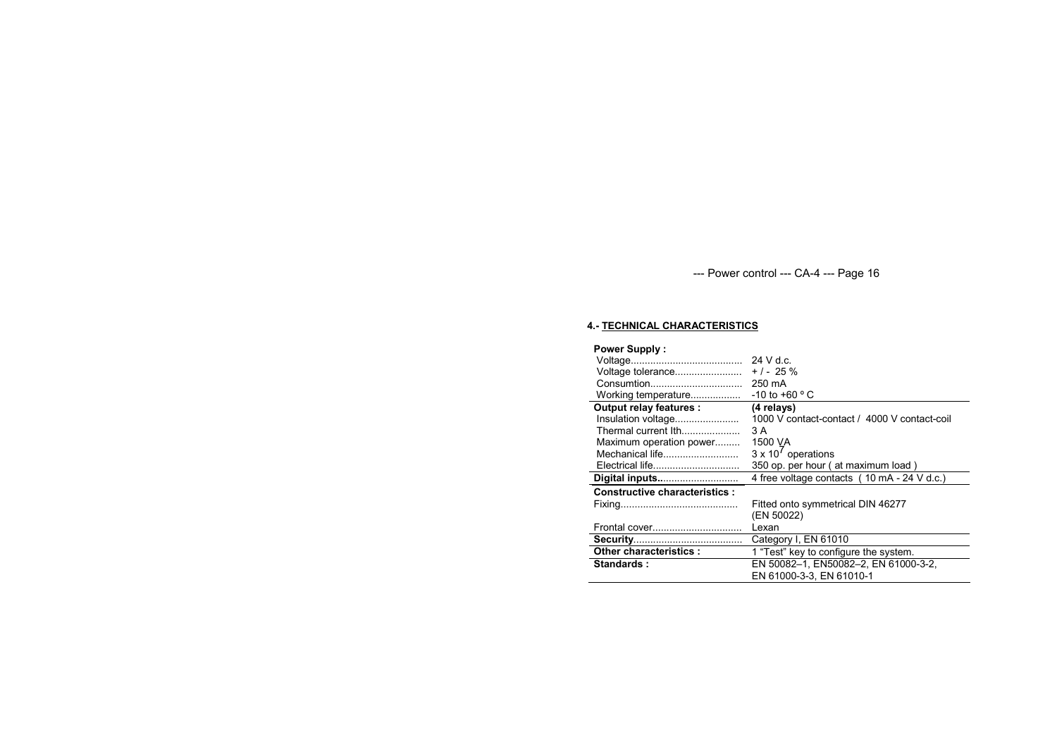## 4.- TECHNICAL CHARACTERISTICS

| | |
|---|---|
| **Power Supply :** | |
| Voltage | 24 V d.c. |
| Voltage tolerance | + / - 25 % |
| Consumtion | 250 mA |
| Working temperature | -10 to +60 º C |
| **Output relay features :** | **(4 relays)** |
| Insulation voltage | 1000 V contact-contact / 4000 V contact-coil |
| Thermal current Ith | 3 A |
| Maximum operation power | 1500 VA |
| Mechanical life | $3 \times 10^7$ operations |
| Electrical life | 350 op. per hour ( at maximum load ) |
| **Digital inputs** | 4 free voltage contacts ( 10 mA - 24 V d.c.) |
| **Constructive characteristics :** | |
| Fixing | Fitted onto symmetrical DIN 46277 (EN 50022) |
| Frontal cover | Lexan |
| **Security** | Category I, EN 61010 |
| **Other characteristics :** | 1 "Test" key to configure the system. |
| **Standards :** | EN 50082–1, EN50082–2, EN 61000-3-2, EN 61000-3-3, EN 61010-1 |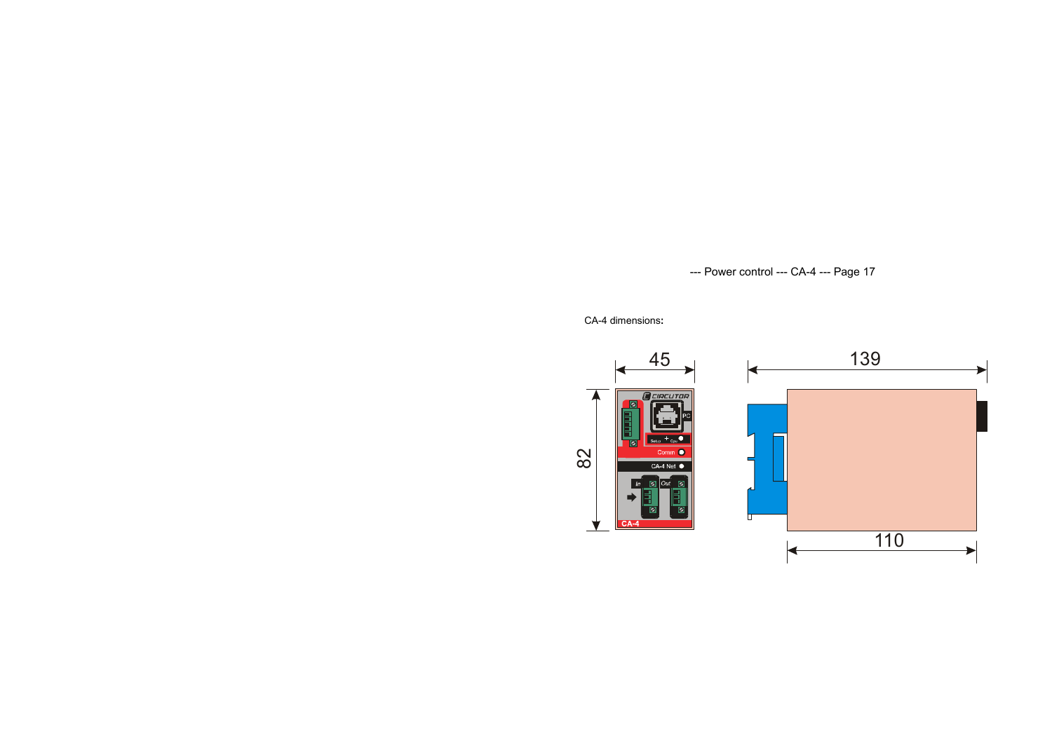CA-4 dimensions: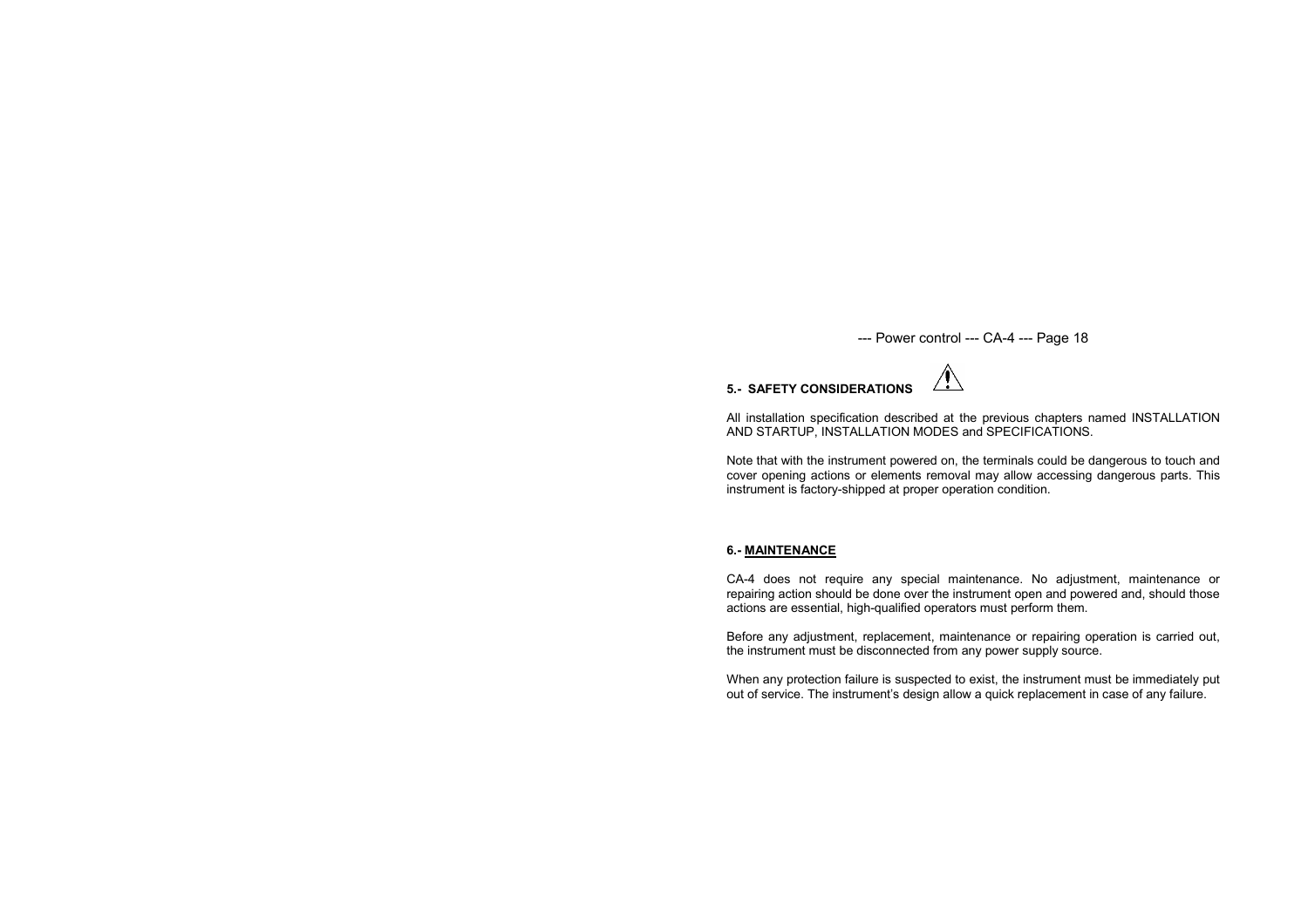## 5.- SAFETY CONSIDERATIONS ⚠

All installation specification described at the previous chapters named INSTALLATION AND STARTUP, INSTALLATION MODES and SPECIFICATIONS.

Note that with the instrument powered on, the terminals could be dangerous to touch and cover opening actions or elements removal may allow accessing dangerous parts. This instrument is factory-shipped at proper operation condition.

## 6.- MAINTENANCE

CA-4 does not require any special maintenance. No adjustment, maintenance or repairing action should be done over the instrument open and powered and, should those actions are essential, high-qualified operators must perform them.

Before any adjustment, replacement, maintenance or repairing operation is carried out, the instrument must be disconnected from any power supply source.

When any protection failure is suspected to exist, the instrument must be immediately put out of service. The instrument's design allow a quick replacement in case of any failure.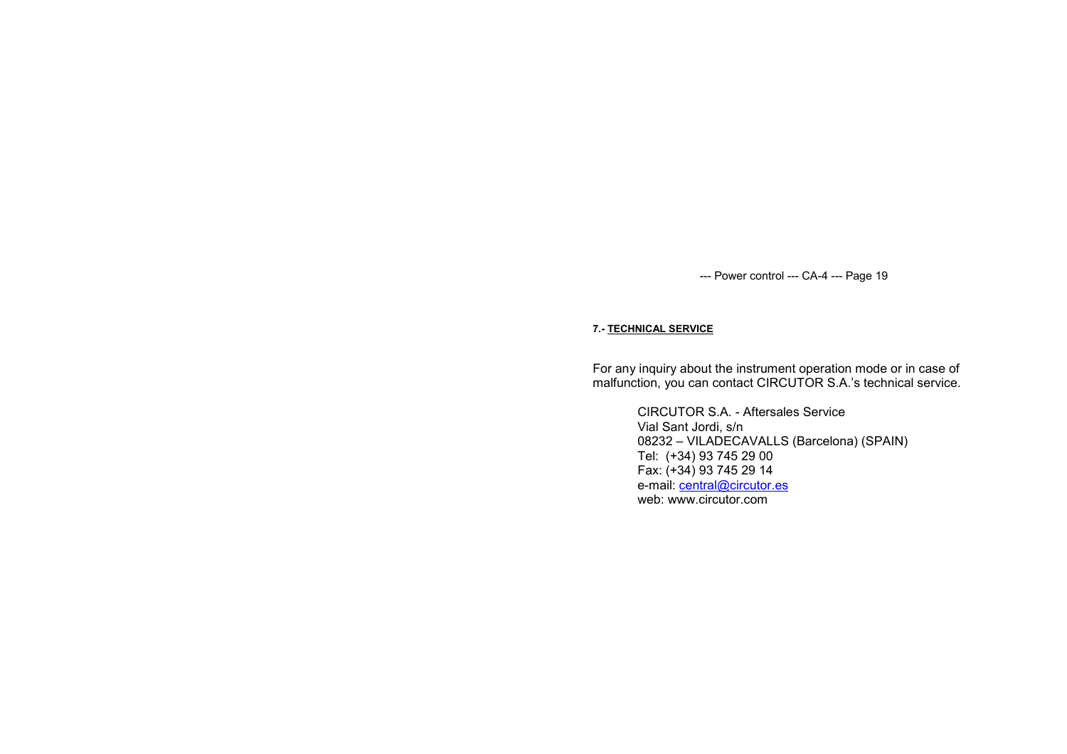## 7.- TECHNICAL SERVICE

For any inquiry about the instrument operation mode or in case of malfunction, you can contact CIRCUTOR S.A.'s technical service.

CIRCUTOR S.A. - Aftersales Service
Vial Sant Jordi, s/n
08232 – VILADECAVALLS (Barcelona) (SPAIN)
Tel: (+34) 93 745 29 00
Fax: (+34) 93 745 29 14
e-mail: central@circutor.es
web: www.circutor.com